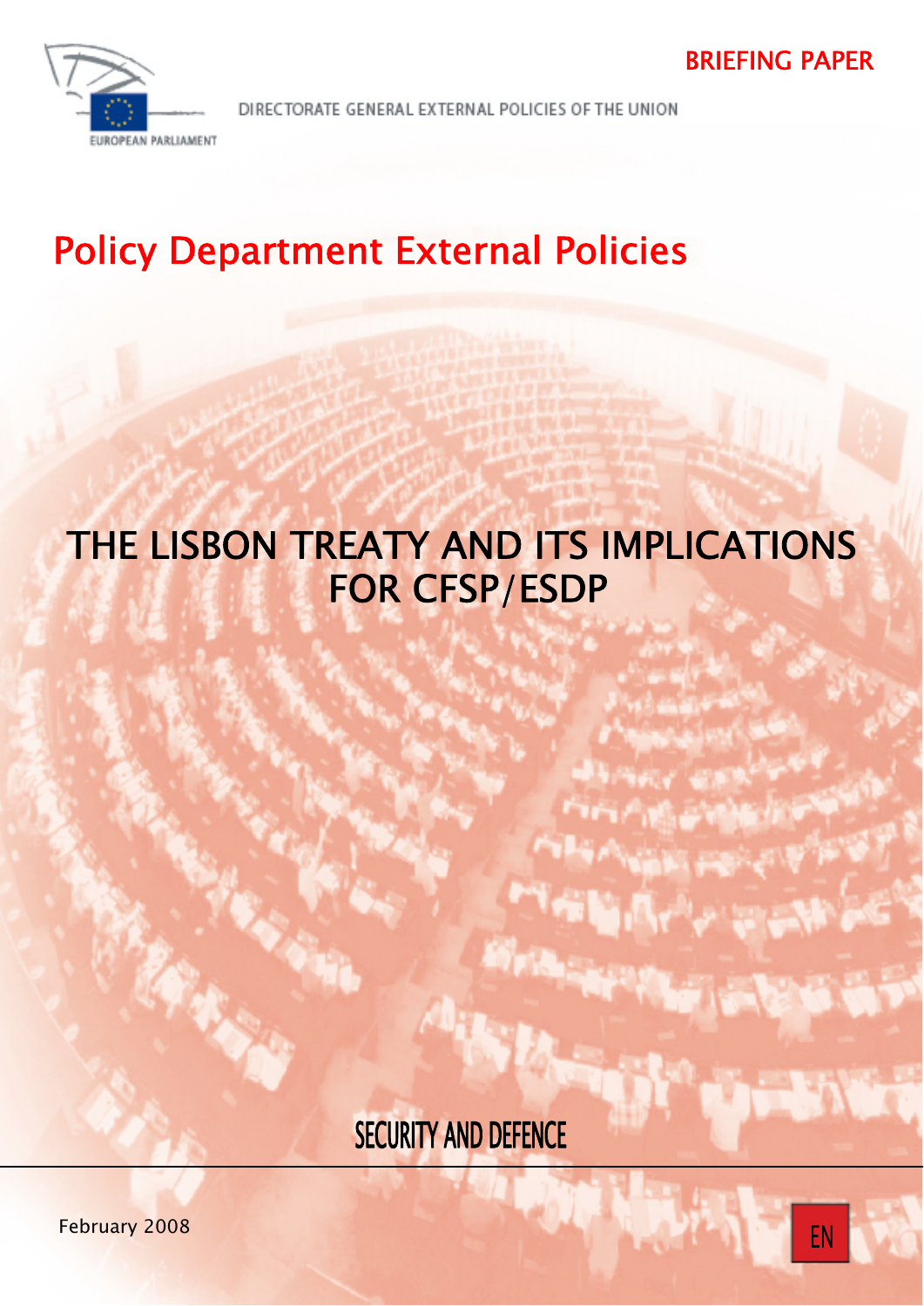BRIEFING PAPER

EUROPEAN PARLIAMENT

DIRECTORATE GENERAL EXTERNAL POLICIES OF THE UNION

## Policy Department External Policies

# THE LISBON TREATY AND ITS IMPLICATIONS FOR CFSP/ESDP

SECURITY AND DEFENCE

February 2008

EN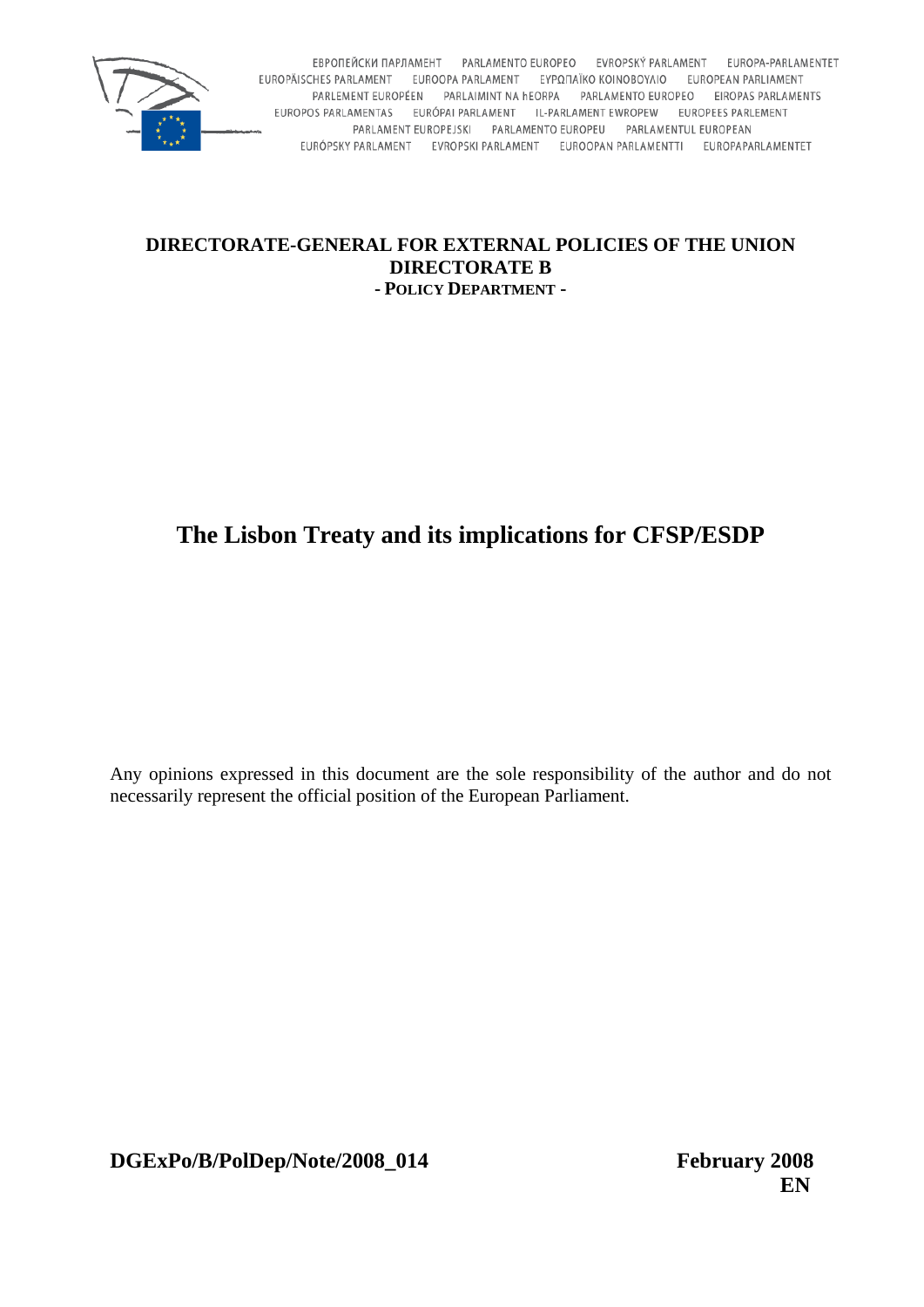ЕВРОПЕЙСКИ ПАРЛАМЕНТ PARLAMENTO EUROPEO EVROPSKÝ PARLAMENT EUROPA-PARLAMENTET EUROPÄISCHES PARLAMENT EUROOPA PARLAMENT ΕΥΡΩΠΑΪΚΟ ΚΟΙΝΟΒΟΥΛΙΟ EUROPEAN PARLIAMENT PARLEMENT EUROPÉEN PARLAIMINT NA hEORPA PARLAMENTO EUROPEO EIROPAS PARLAMENTS EUROPOS PARLAMENTAS EURÓPAI PARLAMENT IL-PARLAMENT EWROPEW EUROPEES PARLEMENT PARLAMENT EUROPEJSKI PARLAMENTO EUROPEU PARLAMENTUL EUROPEAN EURÓPSKY PARLAMENT EVROPSKI PARLAMENT EUROOPAN PARLAMENTTI EUROPAPARLAMENTET

**DIRECTORATE-GENERAL FOR EXTERNAL POLICIES OF THE UNION**
**DIRECTORATE B**
**- POLICY DEPARTMENT -**

# The Lisbon Treaty and its implications for CFSP/ESDP

Any opinions expressed in this document are the sole responsibility of the author and do not necessarily represent the official position of the European Parliament.

**DGExPo/B/PolDep/Note/2008_014** **February 2008**

**EN**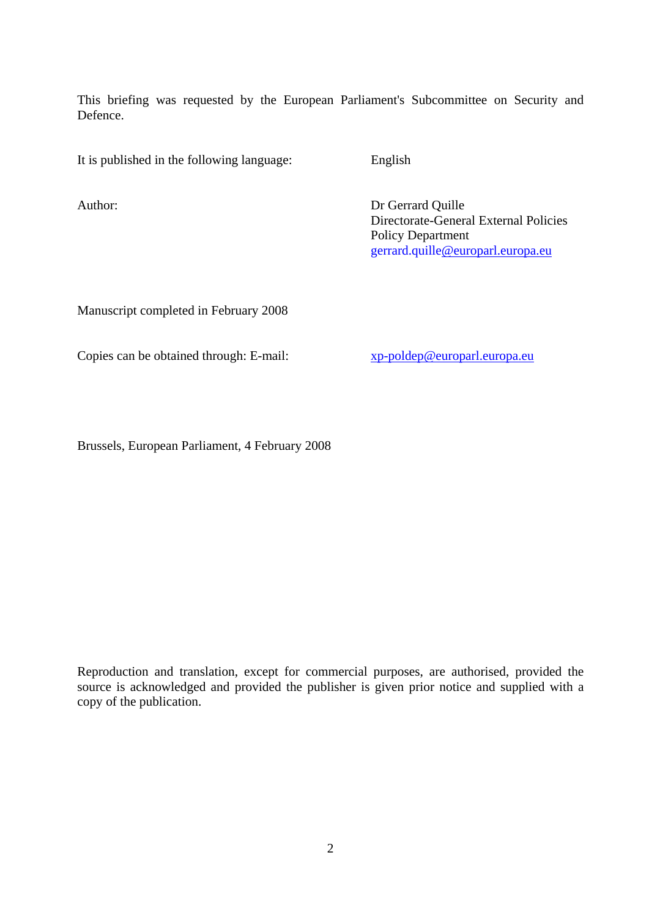This briefing was requested by the European Parliament's Subcommittee on Security and Defence.

It is published in the following language: English

Author: Dr Gerrard Quille
Directorate-General External Policies
Policy Department
gerrard.quille@europarl.europa.eu

Manuscript completed in February 2008

Copies can be obtained through: E-mail: xp-poldep@europarl.europa.eu

Brussels, European Parliament, 4 February 2008

Reproduction and translation, except for commercial purposes, are authorised, provided the source is acknowledged and provided the publisher is given prior notice and supplied with a copy of the publication.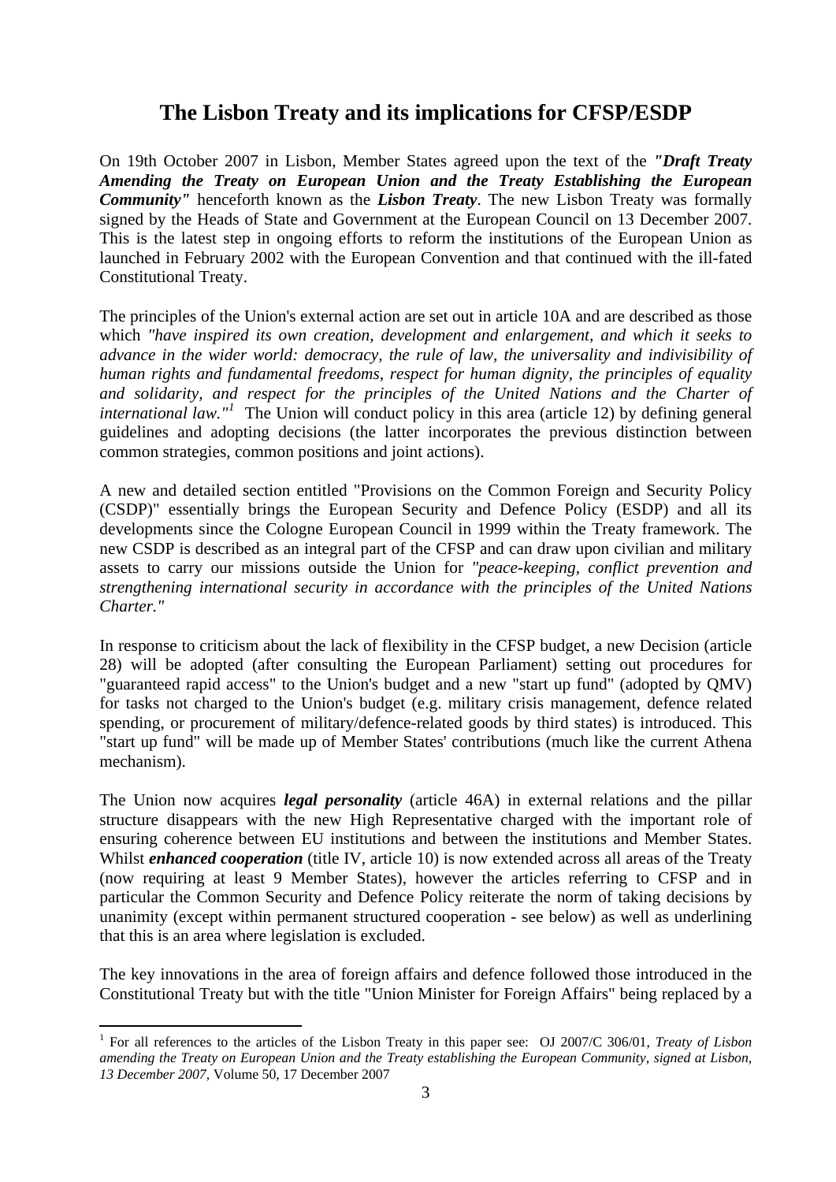# The Lisbon Treaty and its implications for CFSP/ESDP

On 19th October 2007 in Lisbon, Member States agreed upon the text of the ***"Draft Treaty Amending the Treaty on European Union and the Treaty Establishing the European Community"*** henceforth known as the ***Lisbon Treaty***. The new Lisbon Treaty was formally signed by the Heads of State and Government at the European Council on 13 December 2007. This is the latest step in ongoing efforts to reform the institutions of the European Union as launched in February 2002 with the European Convention and that continued with the ill-fated Constitutional Treaty.

The principles of the Union's external action are set out in article 10A and are described as those which *"have inspired its own creation, development and enlargement, and which it seeks to advance in the wider world: democracy, the rule of law, the universality and indivisibility of human rights and fundamental freedoms, respect for human dignity, the principles of equality and solidarity, and respect for the principles of the United Nations and the Charter of international law."*[1] The Union will conduct policy in this area (article 12) by defining general guidelines and adopting decisions (the latter incorporates the previous distinction between common strategies, common positions and joint actions).

A new and detailed section entitled "Provisions on the Common Foreign and Security Policy (CSDP)" essentially brings the European Security and Defence Policy (ESDP) and all its developments since the Cologne European Council in 1999 within the Treaty framework. The new CSDP is described as an integral part of the CFSP and can draw upon civilian and military assets to carry our missions outside the Union for *"peace-keeping, conflict prevention and strengthening international security in accordance with the principles of the United Nations Charter."*

In response to criticism about the lack of flexibility in the CFSP budget, a new Decision (article 28) will be adopted (after consulting the European Parliament) setting out procedures for "guaranteed rapid access" to the Union's budget and a new "start up fund" (adopted by QMV) for tasks not charged to the Union's budget (e.g. military crisis management, defence related spending, or procurement of military/defence-related goods by third states) is introduced. This "start up fund" will be made up of Member States' contributions (much like the current Athena mechanism).

The Union now acquires ***legal personality*** (article 46A) in external relations and the pillar structure disappears with the new High Representative charged with the important role of ensuring coherence between EU institutions and between the institutions and Member States. Whilst ***enhanced cooperation*** (title IV, article 10) is now extended across all areas of the Treaty (now requiring at least 9 Member States), however the articles referring to CFSP and in particular the Common Security and Defence Policy reiterate the norm of taking decisions by unanimity (except within permanent structured cooperation - see below) as well as underlining that this is an area where legislation is excluded.

The key innovations in the area of foreign affairs and defence followed those introduced in the Constitutional Treaty but with the title "Union Minister for Foreign Affairs" being replaced by a

---

[1] For all references to the articles of the Lisbon Treaty in this paper see: OJ 2007/C 306/01, *Treaty of Lisbon amending the Treaty on European Union and the Treaty establishing the European Community, signed at Lisbon, 13 December 2007*, Volume 50, 17 December 2007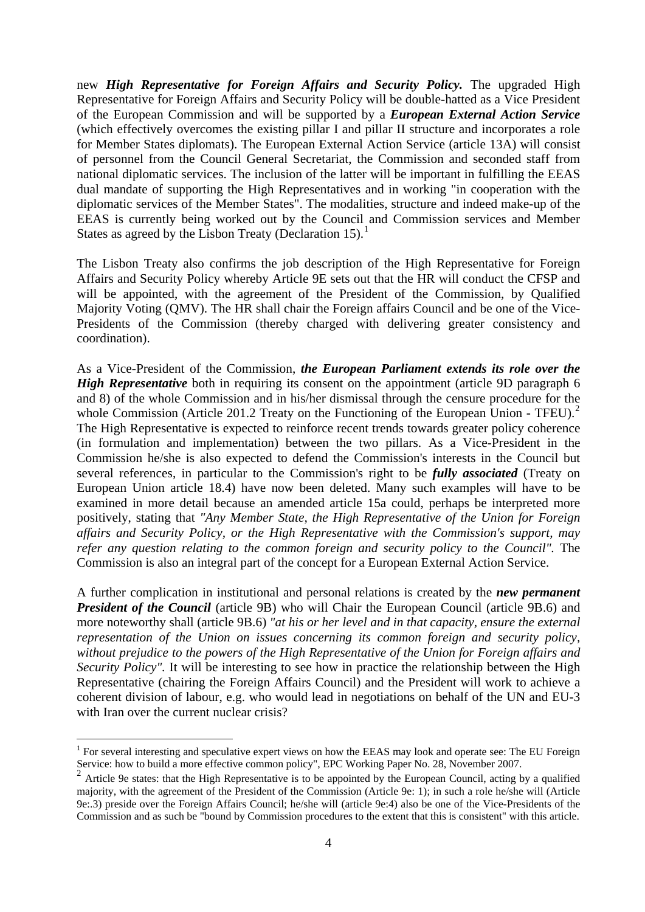new ***High Representative for Foreign Affairs and Security Policy.*** The upgraded High Representative for Foreign Affairs and Security Policy will be double-hatted as a Vice President of the European Commission and will be supported by a ***European External Action Service*** (which effectively overcomes the existing pillar I and pillar II structure and incorporates a role for Member States diplomats). The European External Action Service (article 13A) will consist of personnel from the Council General Secretariat, the Commission and seconded staff from national diplomatic services. The inclusion of the latter will be important in fulfilling the EEAS dual mandate of supporting the High Representatives and in working "in cooperation with the diplomatic services of the Member States". The modalities, structure and indeed make-up of the EEAS is currently being worked out by the Council and Commission services and Member States as agreed by the Lisbon Treaty (Declaration 15).[1]

The Lisbon Treaty also confirms the job description of the High Representative for Foreign Affairs and Security Policy whereby Article 9E sets out that the HR will conduct the CFSP and will be appointed, with the agreement of the President of the Commission, by Qualified Majority Voting (QMV). The HR shall chair the Foreign affairs Council and be one of the Vice-Presidents of the Commission (thereby charged with delivering greater consistency and coordination).

As a Vice-President of the Commission, ***the European Parliament extends its role over the High Representative*** both in requiring its consent on the appointment (article 9D paragraph 6 and 8) of the whole Commission and in his/her dismissal through the censure procedure for the whole Commission (Article 201.2 Treaty on the Functioning of the European Union - TFEU).[2] The High Representative is expected to reinforce recent trends towards greater policy coherence (in formulation and implementation) between the two pillars. As a Vice-President in the Commission he/she is also expected to defend the Commission's interests in the Council but several references, in particular to the Commission's right to be ***fully associated*** (Treaty on European Union article 18.4) have now been deleted. Many such examples will have to be examined in more detail because an amended article 15a could, perhaps be interpreted more positively, stating that *"Any Member State, the High Representative of the Union for Foreign affairs and Security Policy, or the High Representative with the Commission's support, may refer any question relating to the common foreign and security policy to the Council".* The Commission is also an integral part of the concept for a European External Action Service.

A further complication in institutional and personal relations is created by the ***new permanent President of the Council*** (article 9B) who will Chair the European Council (article 9B.6) and more noteworthy shall (article 9B.6) *"at his or her level and in that capacity, ensure the external representation of the Union on issues concerning its common foreign and security policy, without prejudice to the powers of the High Representative of the Union for Foreign affairs and Security Policy".* It will be interesting to see how in practice the relationship between the High Representative (chairing the Foreign Affairs Council) and the President will work to achieve a coherent division of labour, e.g. who would lead in negotiations on behalf of the UN and EU-3 with Iran over the current nuclear crisis?

---

[1] For several interesting and speculative expert views on how the EEAS may look and operate see: The EU Foreign Service: how to build a more effective common policy", EPC Working Paper No. 28, November 2007.

[2] Article 9e states: that the High Representative is to be appointed by the European Council, acting by a qualified majority, with the agreement of the President of the Commission (Article 9e: 1); in such a role he/she will (Article 9e:.3) preside over the Foreign Affairs Council; he/she will (article 9e:4) also be one of the Vice-Presidents of the Commission and as such be "bound by Commission procedures to the extent that this is consistent" with this article.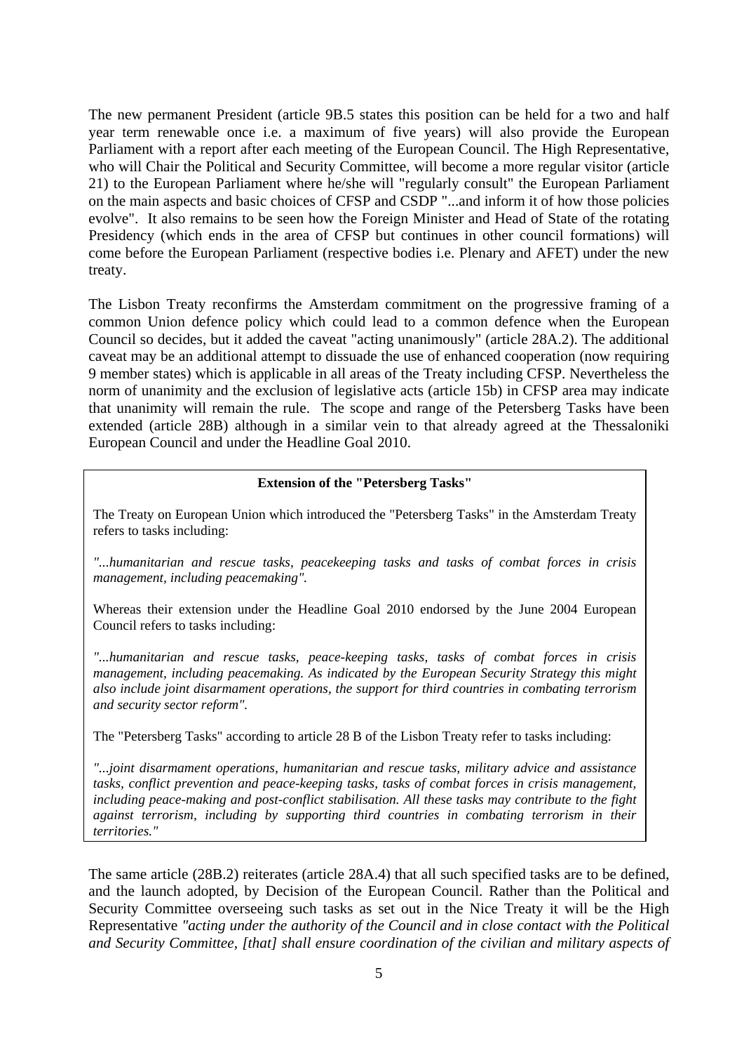The new permanent President (article 9B.5 states this position can be held for a two and half year term renewable once i.e. a maximum of five years) will also provide the European Parliament with a report after each meeting of the European Council. The High Representative, who will Chair the Political and Security Committee, will become a more regular visitor (article 21) to the European Parliament where he/she will "regularly consult" the European Parliament on the main aspects and basic choices of CFSP and CSDP "...and inform it of how those policies evolve". It also remains to be seen how the Foreign Minister and Head of State of the rotating Presidency (which ends in the area of CFSP but continues in other council formations) will come before the European Parliament (respective bodies i.e. Plenary and AFET) under the new treaty.

The Lisbon Treaty reconfirms the Amsterdam commitment on the progressive framing of a common Union defence policy which could lead to a common defence when the European Council so decides, but it added the caveat "acting unanimously" (article 28A.2). The additional caveat may be an additional attempt to dissuade the use of enhanced cooperation (now requiring 9 member states) which is applicable in all areas of the Treaty including CFSP. Nevertheless the norm of unanimity and the exclusion of legislative acts (article 15b) in CFSP area may indicate that unanimity will remain the rule. The scope and range of the Petersberg Tasks have been extended (article 28B) although in a similar vein to that already agreed at the Thessaloniki European Council and under the Headline Goal 2010.

**Extension of the "Petersberg Tasks"**

The Treaty on European Union which introduced the "Petersberg Tasks" in the Amsterdam Treaty refers to tasks including:

*"...humanitarian and rescue tasks, peacekeeping tasks and tasks of combat forces in crisis management, including peacemaking".*

Whereas their extension under the Headline Goal 2010 endorsed by the June 2004 European Council refers to tasks including:

*"...humanitarian and rescue tasks, peace-keeping tasks, tasks of combat forces in crisis management, including peacemaking. As indicated by the European Security Strategy this might also include joint disarmament operations, the support for third countries in combating terrorism and security sector reform".*

The "Petersberg Tasks" according to article 28 B of the Lisbon Treaty refer to tasks including:

*"...joint disarmament operations, humanitarian and rescue tasks, military advice and assistance tasks, conflict prevention and peace-keeping tasks, tasks of combat forces in crisis management, including peace-making and post-conflict stabilisation. All these tasks may contribute to the fight against terrorism, including by supporting third countries in combating terrorism in their territories."*

The same article (28B.2) reiterates (article 28A.4) that all such specified tasks are to be defined, and the launch adopted, by Decision of the European Council. Rather than the Political and Security Committee overseeing such tasks as set out in the Nice Treaty it will be the High Representative *"acting under the authority of the Council and in close contact with the Political and Security Committee, [that] shall ensure coordination of the civilian and military aspects of*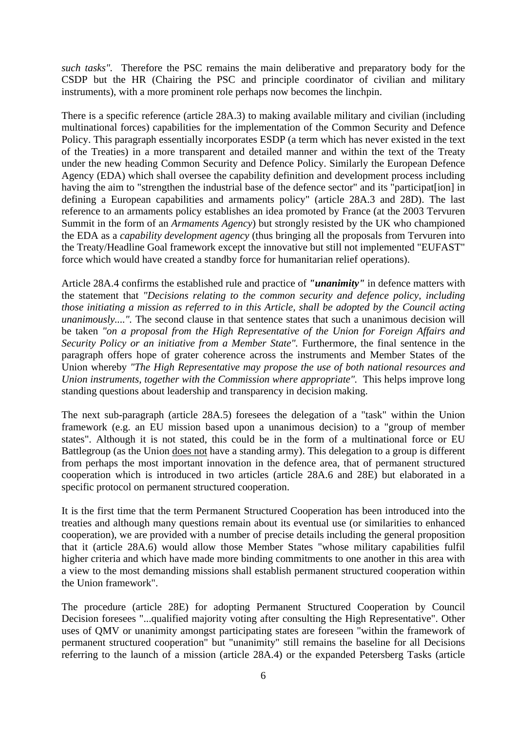*such tasks".* Therefore the PSC remains the main deliberative and preparatory body for the CSDP but the HR (Chairing the PSC and principle coordinator of civilian and military instruments), with a more prominent role perhaps now becomes the linchpin.

There is a specific reference (article 28A.3) to making available military and civilian (including multinational forces) capabilities for the implementation of the Common Security and Defence Policy. This paragraph essentially incorporates ESDP (a term which has never existed in the text of the Treaties) in a more transparent and detailed manner and within the text of the Treaty under the new heading Common Security and Defence Policy. Similarly the European Defence Agency (EDA) which shall oversee the capability definition and development process including having the aim to "strengthen the industrial base of the defence sector" and its "participat[ion] in defining a European capabilities and armaments policy" (article 28A.3 and 28D). The last reference to an armaments policy establishes an idea promoted by France (at the 2003 Tervuren Summit in the form of an *Armaments Agency*) but strongly resisted by the UK who championed the EDA as a *capability development agency* (thus bringing all the proposals from Tervuren into the Treaty/Headline Goal framework except the innovative but still not implemented "EUFAST" force which would have created a standby force for humanitarian relief operations).

Article 28A.4 confirms the established rule and practice of ***"unanimity"*** in defence matters with the statement that *"Decisions relating to the common security and defence policy, including those initiating a mission as referred to in this Article, shall be adopted by the Council acting unanimously....".* The second clause in that sentence states that such a unanimous decision will be taken *"on a proposal from the High Representative of the Union for Foreign Affairs and Security Policy or an initiative from a Member State".* Furthermore, the final sentence in the paragraph offers hope of grater coherence across the instruments and Member States of the Union whereby *"The High Representative may propose the use of both national resources and Union instruments, together with the Commission where appropriate".* This helps improve long standing questions about leadership and transparency in decision making.

The next sub-paragraph (article 28A.5) foresees the delegation of a "task" within the Union framework (e.g. an EU mission based upon a unanimous decision) to a "group of member states". Although it is not stated, this could be in the form of a multinational force or EU Battlegroup (as the Union <u>does not</u> have a standing army). This delegation to a group is different from perhaps the most important innovation in the defence area, that of permanent structured cooperation which is introduced in two articles (article 28A.6 and 28E) but elaborated in a specific protocol on permanent structured cooperation.

It is the first time that the term Permanent Structured Cooperation has been introduced into the treaties and although many questions remain about its eventual use (or similarities to enhanced cooperation), we are provided with a number of precise details including the general proposition that it (article 28A.6) would allow those Member States "whose military capabilities fulfil higher criteria and which have made more binding commitments to one another in this area with a view to the most demanding missions shall establish permanent structured cooperation within the Union framework".

The procedure (article 28E) for adopting Permanent Structured Cooperation by Council Decision foresees "...qualified majority voting after consulting the High Representative". Other uses of QMV or unanimity amongst participating states are foreseen "within the framework of permanent structured cooperation" but "unanimity" still remains the baseline for all Decisions referring to the launch of a mission (article 28A.4) or the expanded Petersberg Tasks (article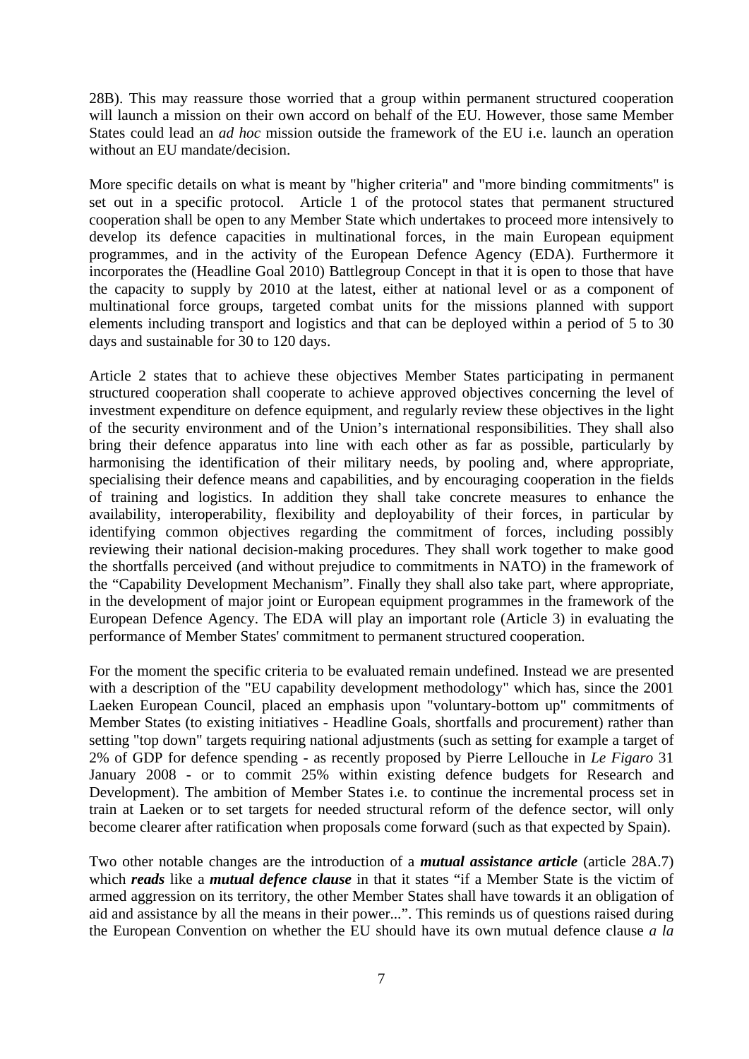28B). This may reassure those worried that a group within permanent structured cooperation will launch a mission on their own accord on behalf of the EU. However, those same Member States could lead an *ad hoc* mission outside the framework of the EU i.e. launch an operation without an EU mandate/decision.

More specific details on what is meant by "higher criteria" and "more binding commitments" is set out in a specific protocol. Article 1 of the protocol states that permanent structured cooperation shall be open to any Member State which undertakes to proceed more intensively to develop its defence capacities in multinational forces, in the main European equipment programmes, and in the activity of the European Defence Agency (EDA). Furthermore it incorporates the (Headline Goal 2010) Battlegroup Concept in that it is open to those that have the capacity to supply by 2010 at the latest, either at national level or as a component of multinational force groups, targeted combat units for the missions planned with support elements including transport and logistics and that can be deployed within a period of 5 to 30 days and sustainable for 30 to 120 days.

Article 2 states that to achieve these objectives Member States participating in permanent structured cooperation shall cooperate to achieve approved objectives concerning the level of investment expenditure on defence equipment, and regularly review these objectives in the light of the security environment and of the Union's international responsibilities. They shall also bring their defence apparatus into line with each other as far as possible, particularly by harmonising the identification of their military needs, by pooling and, where appropriate, specialising their defence means and capabilities, and by encouraging cooperation in the fields of training and logistics. In addition they shall take concrete measures to enhance the availability, interoperability, flexibility and deployability of their forces, in particular by identifying common objectives regarding the commitment of forces, including possibly reviewing their national decision-making procedures. They shall work together to make good the shortfalls perceived (and without prejudice to commitments in NATO) in the framework of the "Capability Development Mechanism". Finally they shall also take part, where appropriate, in the development of major joint or European equipment programmes in the framework of the European Defence Agency. The EDA will play an important role (Article 3) in evaluating the performance of Member States' commitment to permanent structured cooperation.

For the moment the specific criteria to be evaluated remain undefined. Instead we are presented with a description of the "EU capability development methodology" which has, since the 2001 Laeken European Council, placed an emphasis upon "voluntary-bottom up" commitments of Member States (to existing initiatives - Headline Goals, shortfalls and procurement) rather than setting "top down" targets requiring national adjustments (such as setting for example a target of 2% of GDP for defence spending - as recently proposed by Pierre Lellouche in *Le Figaro* 31 January 2008 - or to commit 25% within existing defence budgets for Research and Development). The ambition of Member States i.e. to continue the incremental process set in train at Laeken or to set targets for needed structural reform of the defence sector, will only become clearer after ratification when proposals come forward (such as that expected by Spain).

Two other notable changes are the introduction of a ***mutual assistance article*** (article 28A.7) which ***reads*** like a ***mutual defence clause*** in that it states "if a Member State is the victim of armed aggression on its territory, the other Member States shall have towards it an obligation of aid and assistance by all the means in their power...". This reminds us of questions raised during the European Convention on whether the EU should have its own mutual defence clause *a la*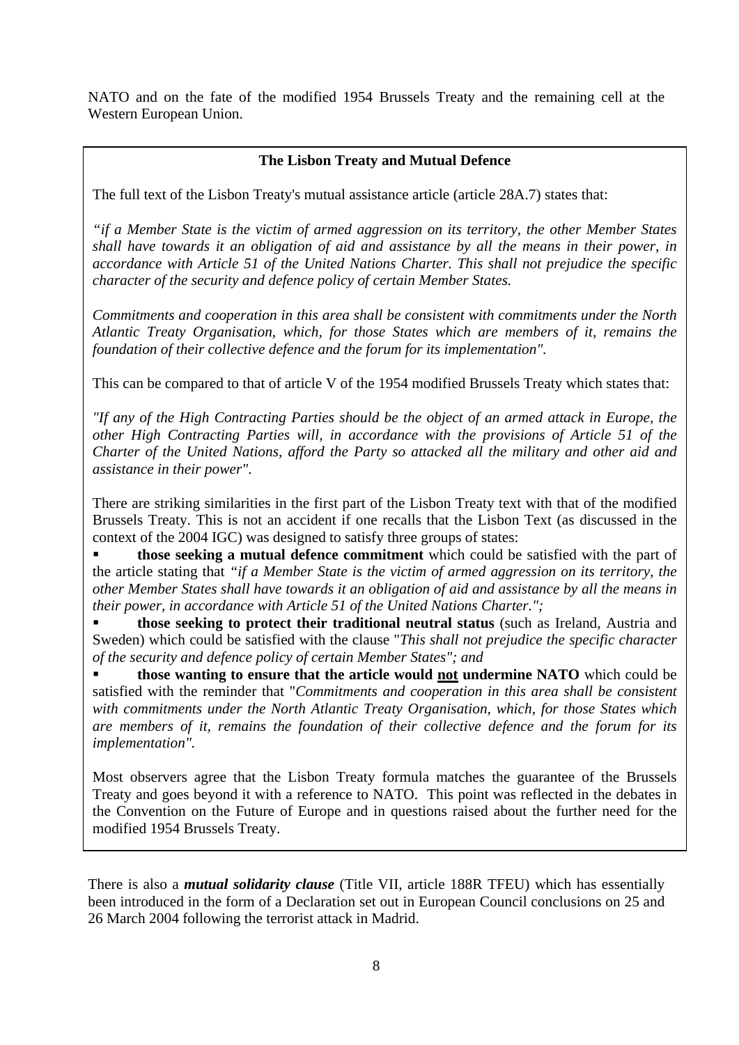NATO and on the fate of the modified 1954 Brussels Treaty and the remaining cell at the Western European Union.

**The Lisbon Treaty and Mutual Defence**

The full text of the Lisbon Treaty's mutual assistance article (article 28A.7) states that:

*"if a Member State is the victim of armed aggression on its territory, the other Member States shall have towards it an obligation of aid and assistance by all the means in their power, in accordance with Article 51 of the United Nations Charter. This shall not prejudice the specific character of the security and defence policy of certain Member States.*

*Commitments and cooperation in this area shall be consistent with commitments under the North Atlantic Treaty Organisation, which, for those States which are members of it, remains the foundation of their collective defence and the forum for its implementation".*

This can be compared to that of article V of the 1954 modified Brussels Treaty which states that:

*"If any of the High Contracting Parties should be the object of an armed attack in Europe, the other High Contracting Parties will, in accordance with the provisions of Article 51 of the Charter of the United Nations, afford the Party so attacked all the military and other aid and assistance in their power".*

There are striking similarities in the first part of the Lisbon Treaty text with that of the modified Brussels Treaty. This is not an accident if one recalls that the Lisbon Text (as discussed in the context of the 2004 IGC) was designed to satisfy three groups of states:

- **those seeking a mutual defence commitment** which could be satisfied with the part of the article stating that *"if a Member State is the victim of armed aggression on its territory, the other Member States shall have towards it an obligation of aid and assistance by all the means in their power, in accordance with Article 51 of the United Nations Charter.";*
- **those seeking to protect their traditional neutral status** (such as Ireland, Austria and Sweden) which could be satisfied with the clause "*This shall not prejudice the specific character of the security and defence policy of certain Member States"; and*
- **those wanting to ensure that the article would <u>not</u> undermine NATO** which could be satisfied with the reminder that "*Commitments and cooperation in this area shall be consistent with commitments under the North Atlantic Treaty Organisation, which, for those States which are members of it, remains the foundation of their collective defence and the forum for its implementation".*

Most observers agree that the Lisbon Treaty formula matches the guarantee of the Brussels Treaty and goes beyond it with a reference to NATO. This point was reflected in the debates in the Convention on the Future of Europe and in questions raised about the further need for the modified 1954 Brussels Treaty.

There is also a ***mutual solidarity clause*** (Title VII, article 188R TFEU) which has essentially been introduced in the form of a Declaration set out in European Council conclusions on 25 and 26 March 2004 following the terrorist attack in Madrid.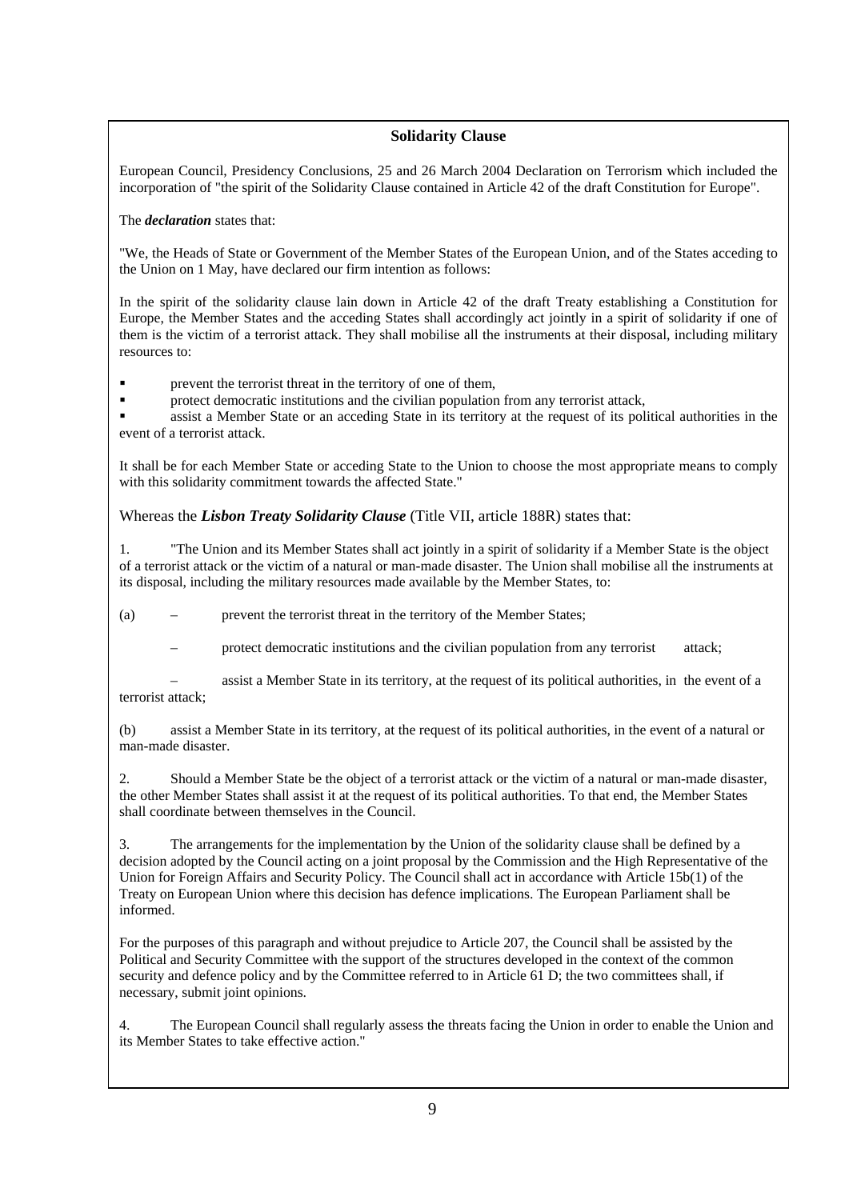**Solidarity Clause**

European Council, Presidency Conclusions, 25 and 26 March 2004 Declaration on Terrorism which included the incorporation of "the spirit of the Solidarity Clause contained in Article 42 of the draft Constitution for Europe".

The ***declaration*** states that:

"We, the Heads of State or Government of the Member States of the European Union, and of the States acceding to the Union on 1 May, have declared our firm intention as follows:

In the spirit of the solidarity clause lain down in Article 42 of the draft Treaty establishing a Constitution for Europe, the Member States and the acceding States shall accordingly act jointly in a spirit of solidarity if one of them is the victim of a terrorist attack. They shall mobilise all the instruments at their disposal, including military resources to:

- prevent the terrorist threat in the territory of one of them,
- protect democratic institutions and the civilian population from any terrorist attack,
- assist a Member State or an acceding State in its territory at the request of its political authorities in the event of a terrorist attack.

It shall be for each Member State or acceding State to the Union to choose the most appropriate means to comply with this solidarity commitment towards the affected State."

Whereas the ***Lisbon Treaty Solidarity Clause*** (Title VII, article 188R) states that:

1. "The Union and its Member States shall act jointly in a spirit of solidarity if a Member State is the object of a terrorist attack or the victim of a natural or man-made disaster. The Union shall mobilise all the instruments at its disposal, including the military resources made available by the Member States, to:

(a) – prevent the terrorist threat in the territory of the Member States;

– protect democratic institutions and the civilian population from any terrorist attack;

– assist a Member State in its territory, at the request of its political authorities, in the event of a terrorist attack;

(b) assist a Member State in its territory, at the request of its political authorities, in the event of a natural or man-made disaster.

2. Should a Member State be the object of a terrorist attack or the victim of a natural or man-made disaster, the other Member States shall assist it at the request of its political authorities. To that end, the Member States shall coordinate between themselves in the Council.

3. The arrangements for the implementation by the Union of the solidarity clause shall be defined by a decision adopted by the Council acting on a joint proposal by the Commission and the High Representative of the Union for Foreign Affairs and Security Policy. The Council shall act in accordance with Article 15b(1) of the Treaty on European Union where this decision has defence implications. The European Parliament shall be informed.

For the purposes of this paragraph and without prejudice to Article 207, the Council shall be assisted by the Political and Security Committee with the support of the structures developed in the context of the common security and defence policy and by the Committee referred to in Article 61 D; the two committees shall, if necessary, submit joint opinions.

4. The European Council shall regularly assess the threats facing the Union in order to enable the Union and its Member States to take effective action."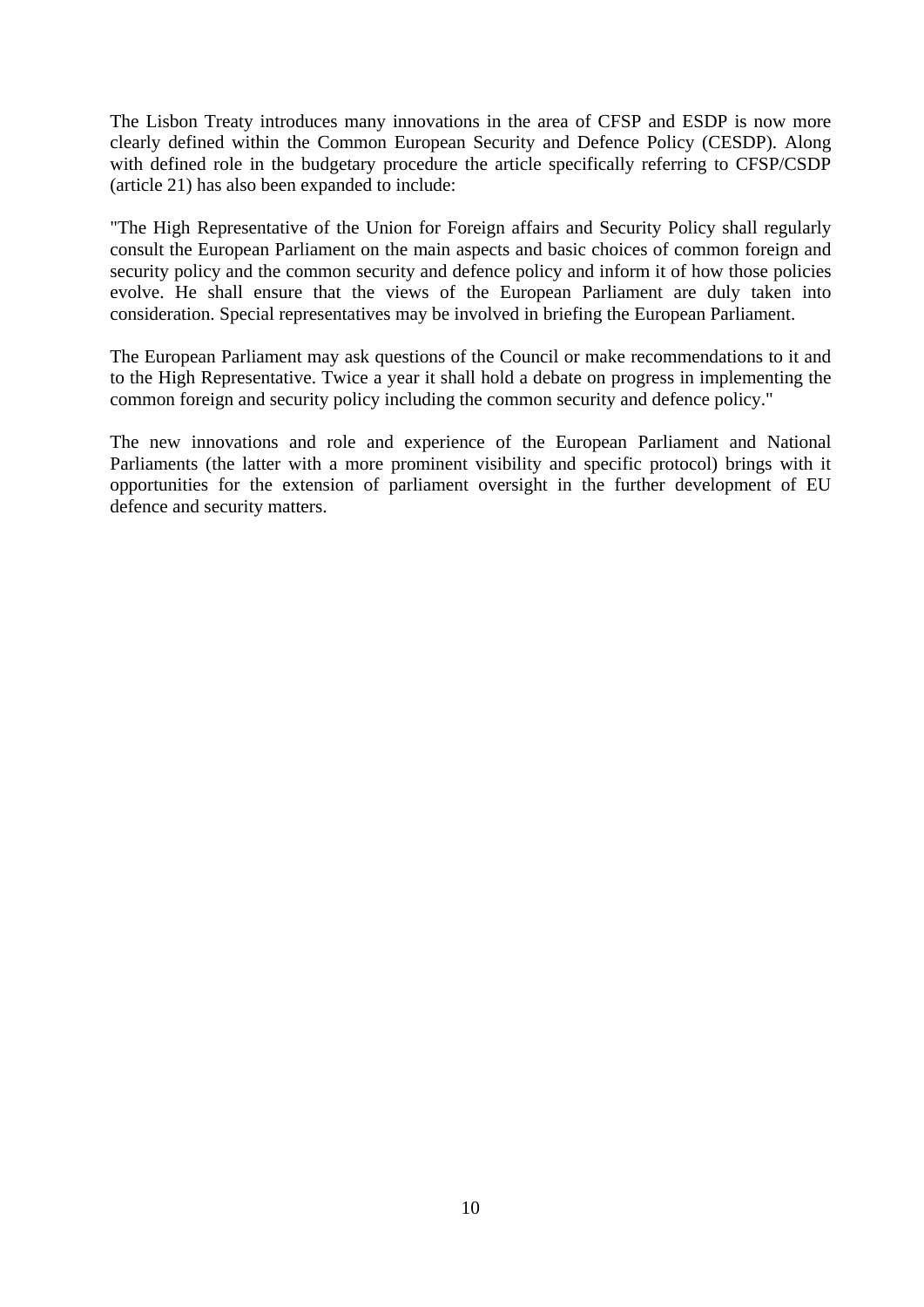The Lisbon Treaty introduces many innovations in the area of CFSP and ESDP is now more clearly defined within the Common European Security and Defence Policy (CESDP). Along with defined role in the budgetary procedure the article specifically referring to CFSP/CSDP (article 21) has also been expanded to include:

"The High Representative of the Union for Foreign affairs and Security Policy shall regularly consult the European Parliament on the main aspects and basic choices of common foreign and security policy and the common security and defence policy and inform it of how those policies evolve. He shall ensure that the views of the European Parliament are duly taken into consideration. Special representatives may be involved in briefing the European Parliament.

The European Parliament may ask questions of the Council or make recommendations to it and to the High Representative. Twice a year it shall hold a debate on progress in implementing the common foreign and security policy including the common security and defence policy."

The new innovations and role and experience of the European Parliament and National Parliaments (the latter with a more prominent visibility and specific protocol) brings with it opportunities for the extension of parliament oversight in the further development of EU defence and security matters.